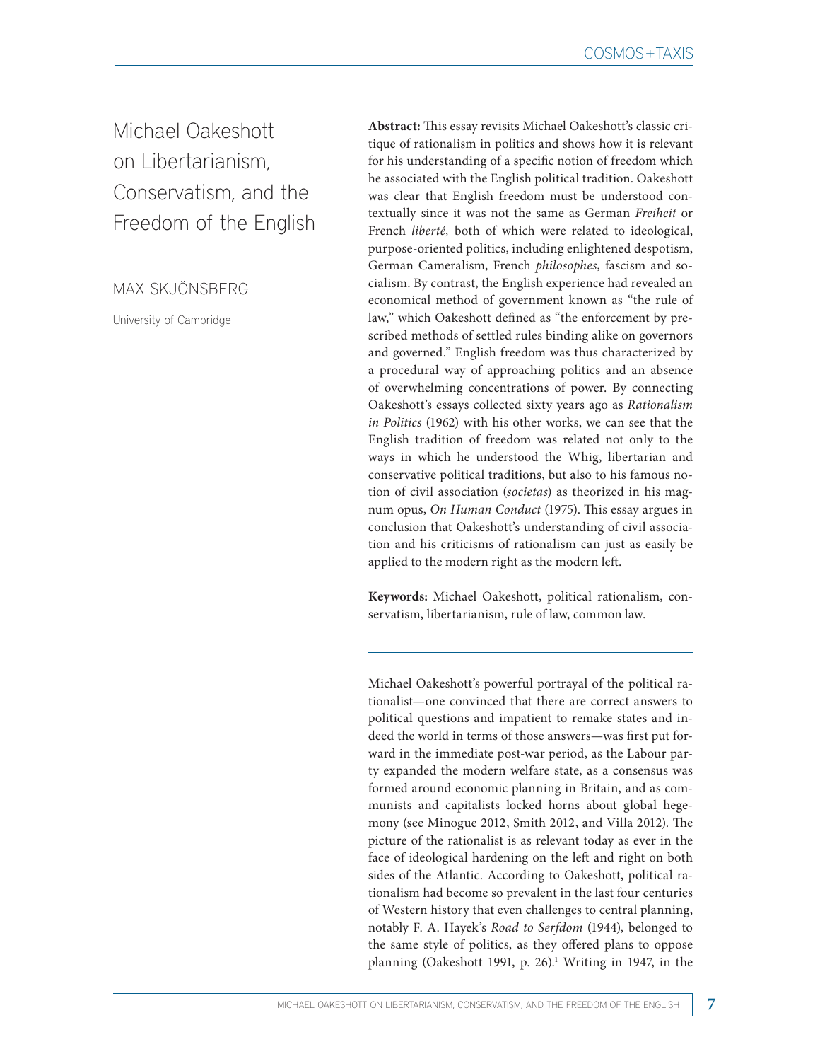# Michael Oakeshott on Libertarianism, Conservatism, and the Freedom of the English

MAX SKJÖNSBERG

University of Cambridge

**Abstract:** This essay revisits Michael Oakeshott's classic critique of rationalism in politics and shows how it is relevant for his understanding of a specific notion of freedom which he associated with the English political tradition. Oakeshott was clear that English freedom must be understood contextually since it was not the same as German *Freiheit* or French *liberté,* both of which were related to ideological, purpose-oriented politics, including enlightened despotism, German Cameralism, French *philosophes*, fascism and socialism. By contrast, the English experience had revealed an economical method of government known as "the rule of law," which Oakeshott defined as "the enforcement by prescribed methods of settled rules binding alike on governors and governed." English freedom was thus characterized by a procedural way of approaching politics and an absence of overwhelming concentrations of power. By connecting Oakeshott's essays collected sixty years ago as *Rationalism in Politics* (1962) with his other works, we can see that the English tradition of freedom was related not only to the ways in which he understood the Whig, libertarian and conservative political traditions, but also to his famous notion of civil association (*societas*) as theorized in his magnum opus, *On Human Conduct* (1975). This essay argues in conclusion that Oakeshott's understanding of civil association and his criticisms of rationalism can just as easily be applied to the modern right as the modern left.

**Keywords:** Michael Oakeshott, political rationalism, conservatism, libertarianism, rule of law, common law.

---

Michael Oakeshott's powerful portrayal of the political rationalist—one convinced that there are correct answers to political questions and impatient to remake states and indeed the world in terms of those answers—was first put forward in the immediate post-war period, as the Labour party expanded the modern welfare state, as a consensus was formed around economic planning in Britain, and as communists and capitalists locked horns about global hegemony (see Minogue 2012, Smith 2012, and Villa 2012). The picture of the rationalist is as relevant today as ever in the face of ideological hardening on the left and right on both sides of the Atlantic. According to Oakeshott, political rationalism had become so prevalent in the last four centuries of Western history that even challenges to central planning, notably F. A. Hayek's *Road to Serfdom* (1944), belonged to the same style of politics, as they offered plans to oppose planning (Oakeshott 1991, p. 26).[1] Writing in 1947, in the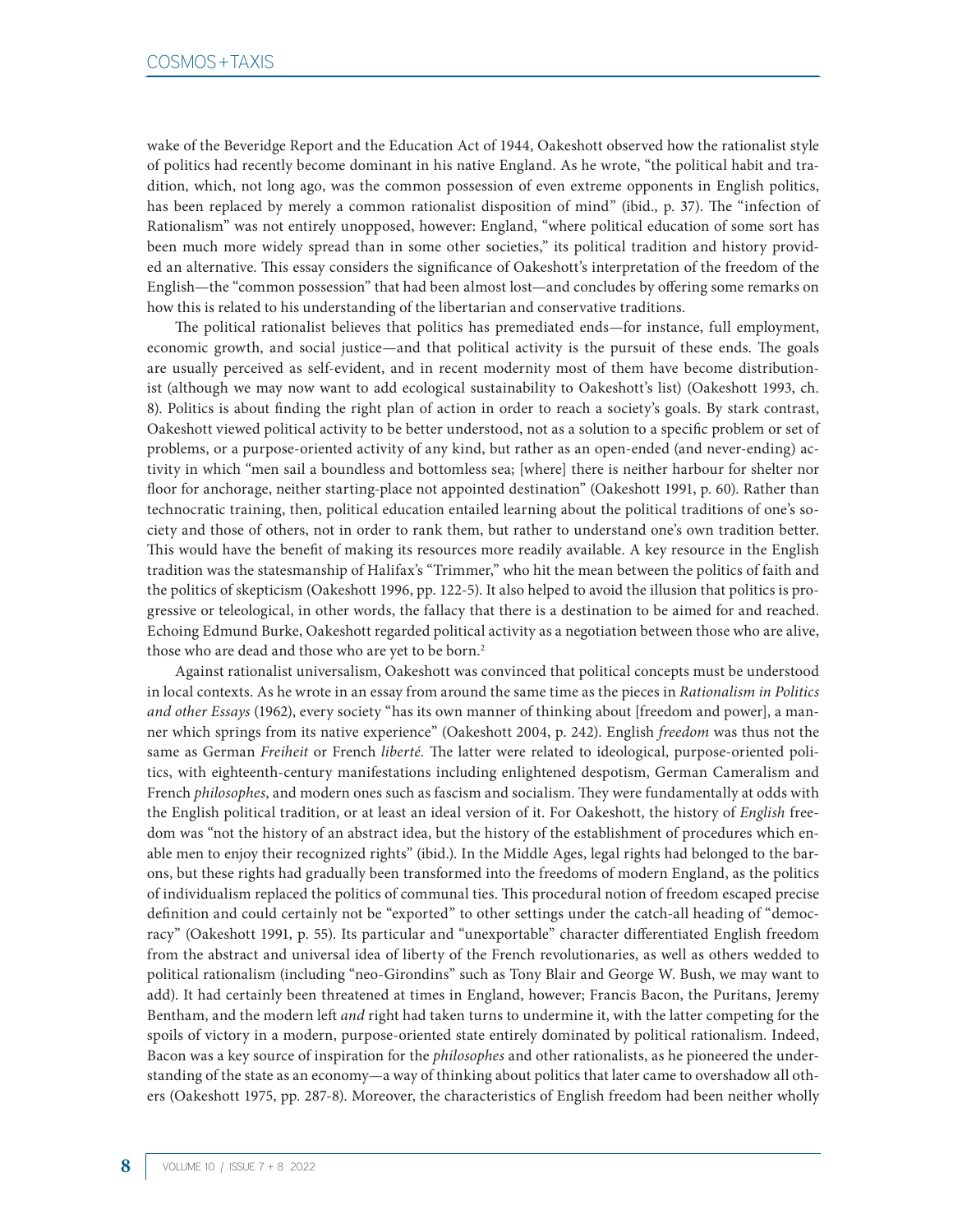wake of the Beveridge Report and the Education Act of 1944, Oakeshott observed how the rationalist style of politics had recently become dominant in his native England. As he wrote, "the political habit and tradition, which, not long ago, was the common possession of even extreme opponents in English politics, has been replaced by merely a common rationalist disposition of mind" (ibid., p. 37). The "infection of Rationalism" was not entirely unopposed, however: England, "where political education of some sort has been much more widely spread than in some other societies," its political tradition and history provided an alternative. This essay considers the significance of Oakeshott's interpretation of the freedom of the English—the "common possession" that had been almost lost—and concludes by offering some remarks on how this is related to his understanding of the libertarian and conservative traditions.

The political rationalist believes that politics has premediated ends—for instance, full employment, economic growth, and social justice—and that political activity is the pursuit of these ends. The goals are usually perceived as self-evident, and in recent modernity most of them have become distributionist (although we may now want to add ecological sustainability to Oakeshott's list) (Oakeshott 1993, ch. 8). Politics is about finding the right plan of action in order to reach a society's goals. By stark contrast, Oakeshott viewed political activity to be better understood, not as a solution to a specific problem or set of problems, or a purpose-oriented activity of any kind, but rather as an open-ended (and never-ending) activity in which "men sail a boundless and bottomless sea; [where] there is neither harbour for shelter nor floor for anchorage, neither starting-place not appointed destination" (Oakeshott 1991, p. 60). Rather than technocratic training, then, political education entailed learning about the political traditions of one's society and those of others, not in order to rank them, but rather to understand one's own tradition better. This would have the benefit of making its resources more readily available. A key resource in the English tradition was the statesmanship of Halifax's "Trimmer," who hit the mean between the politics of faith and the politics of skepticism (Oakeshott 1996, pp. 122-5). It also helped to avoid the illusion that politics is progressive or teleological, in other words, the fallacy that there is a destination to be aimed for and reached. Echoing Edmund Burke, Oakeshott regarded political activity as a negotiation between those who are alive, those who are dead and those who are yet to be born.[2]

Against rationalist universalism, Oakeshott was convinced that political concepts must be understood in local contexts. As he wrote in an essay from around the same time as the pieces in *Rationalism in Politics and other Essays* (1962), every society "has its own manner of thinking about [freedom and power], a manner which springs from its native experience" (Oakeshott 2004, p. 242). English *freedom* was thus not the same as German *Freiheit* or French *liberté*. The latter were related to ideological, purpose-oriented politics, with eighteenth-century manifestations including enlightened despotism, German Cameralism and French *philosophes*, and modern ones such as fascism and socialism. They were fundamentally at odds with the English political tradition, or at least an ideal version of it. For Oakeshott, the history of *English* freedom was "not the history of an abstract idea, but the history of the establishment of procedures which enable men to enjoy their recognized rights" (ibid.). In the Middle Ages, legal rights had belonged to the barons, but these rights had gradually been transformed into the freedoms of modern England, as the politics of individualism replaced the politics of communal ties. This procedural notion of freedom escaped precise definition and could certainly not be "exported" to other settings under the catch-all heading of "democracy" (Oakeshott 1991, p. 55). Its particular and "unexportable" character differentiated English freedom from the abstract and universal idea of liberty of the French revolutionaries, as well as others wedded to political rationalism (including "neo-Girondins" such as Tony Blair and George W. Bush, we may want to add). It had certainly been threatened at times in England, however; Francis Bacon, the Puritans, Jeremy Bentham, and the modern left *and* right had taken turns to undermine it, with the latter competing for the spoils of victory in a modern, purpose-oriented state entirely dominated by political rationalism. Indeed, Bacon was a key source of inspiration for the *philosophes* and other rationalists, as he pioneered the understanding of the state as an economy—a way of thinking about politics that later came to overshadow all others (Oakeshott 1975, pp. 287-8). Moreover, the characteristics of English freedom had been neither wholly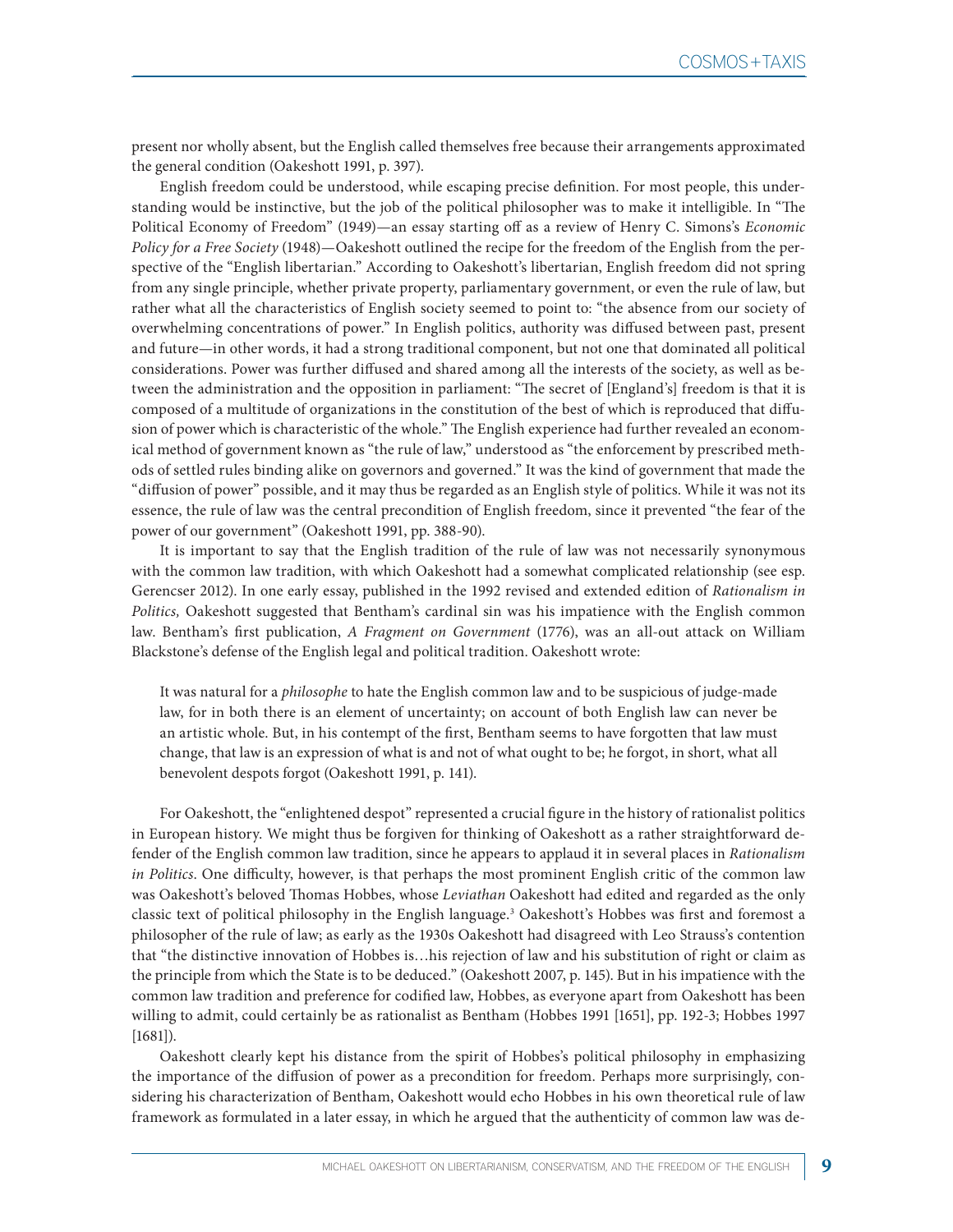present nor wholly absent, but the English called themselves free because their arrangements approximated the general condition (Oakeshott 1991, p. 397).

English freedom could be understood, while escaping precise definition. For most people, this understanding would be instinctive, but the job of the political philosopher was to make it intelligible. In "The Political Economy of Freedom" (1949)—an essay starting off as a review of Henry C. Simons's *Economic Policy for a Free Society* (1948)—Oakeshott outlined the recipe for the freedom of the English from the perspective of the "English libertarian." According to Oakeshott's libertarian, English freedom did not spring from any single principle, whether private property, parliamentary government, or even the rule of law, but rather what all the characteristics of English society seemed to point to: "the absence from our society of overwhelming concentrations of power." In English politics, authority was diffused between past, present and future—in other words, it had a strong traditional component, but not one that dominated all political considerations. Power was further diffused and shared among all the interests of the society, as well as between the administration and the opposition in parliament: "The secret of [England's] freedom is that it is composed of a multitude of organizations in the constitution of the best of which is reproduced that diffusion of power which is characteristic of the whole." The English experience had further revealed an economical method of government known as "the rule of law," understood as "the enforcement by prescribed methods of settled rules binding alike on governors and governed." It was the kind of government that made the "diffusion of power" possible, and it may thus be regarded as an English style of politics. While it was not its essence, the rule of law was the central precondition of English freedom, since it prevented "the fear of the power of our government" (Oakeshott 1991, pp. 388-90).

It is important to say that the English tradition of the rule of law was not necessarily synonymous with the common law tradition, with which Oakeshott had a somewhat complicated relationship (see esp. Gerencser 2012). In one early essay, published in the 1992 revised and extended edition of *Rationalism in Politics,* Oakeshott suggested that Bentham's cardinal sin was his impatience with the English common law. Bentham's first publication, *A Fragment on Government* (1776), was an all-out attack on William Blackstone's defense of the English legal and political tradition. Oakeshott wrote:

> It was natural for a *philosophe* to hate the English common law and to be suspicious of judge-made law, for in both there is an element of uncertainty; on account of both English law can never be an artistic whole. But, in his contempt of the first, Bentham seems to have forgotten that law must change, that law is an expression of what is and not of what ought to be; he forgot, in short, what all benevolent despots forgot (Oakeshott 1991, p. 141).

For Oakeshott, the "enlightened despot" represented a crucial figure in the history of rationalist politics in European history. We might thus be forgiven for thinking of Oakeshott as a rather straightforward defender of the English common law tradition, since he appears to applaud it in several places in *Rationalism in Politics*. One difficulty, however, is that perhaps the most prominent English critic of the common law was Oakeshott's beloved Thomas Hobbes, whose *Leviathan* Oakeshott had edited and regarded as the only classic text of political philosophy in the English language.[3] Oakeshott's Hobbes was first and foremost a philosopher of the rule of law; as early as the 1930s Oakeshott had disagreed with Leo Strauss's contention that "the distinctive innovation of Hobbes is…his rejection of law and his substitution of right or claim as the principle from which the State is to be deduced." (Oakeshott 2007, p. 145). But in his impatience with the common law tradition and preference for codified law, Hobbes, as everyone apart from Oakeshott has been willing to admit, could certainly be as rationalist as Bentham (Hobbes 1991 [1651], pp. 192-3; Hobbes 1997 [1681]).

Oakeshott clearly kept his distance from the spirit of Hobbes's political philosophy in emphasizing the importance of the diffusion of power as a precondition for freedom. Perhaps more surprisingly, considering his characterization of Bentham, Oakeshott would echo Hobbes in his own theoretical rule of law framework as formulated in a later essay, in which he argued that the authenticity of common law was de-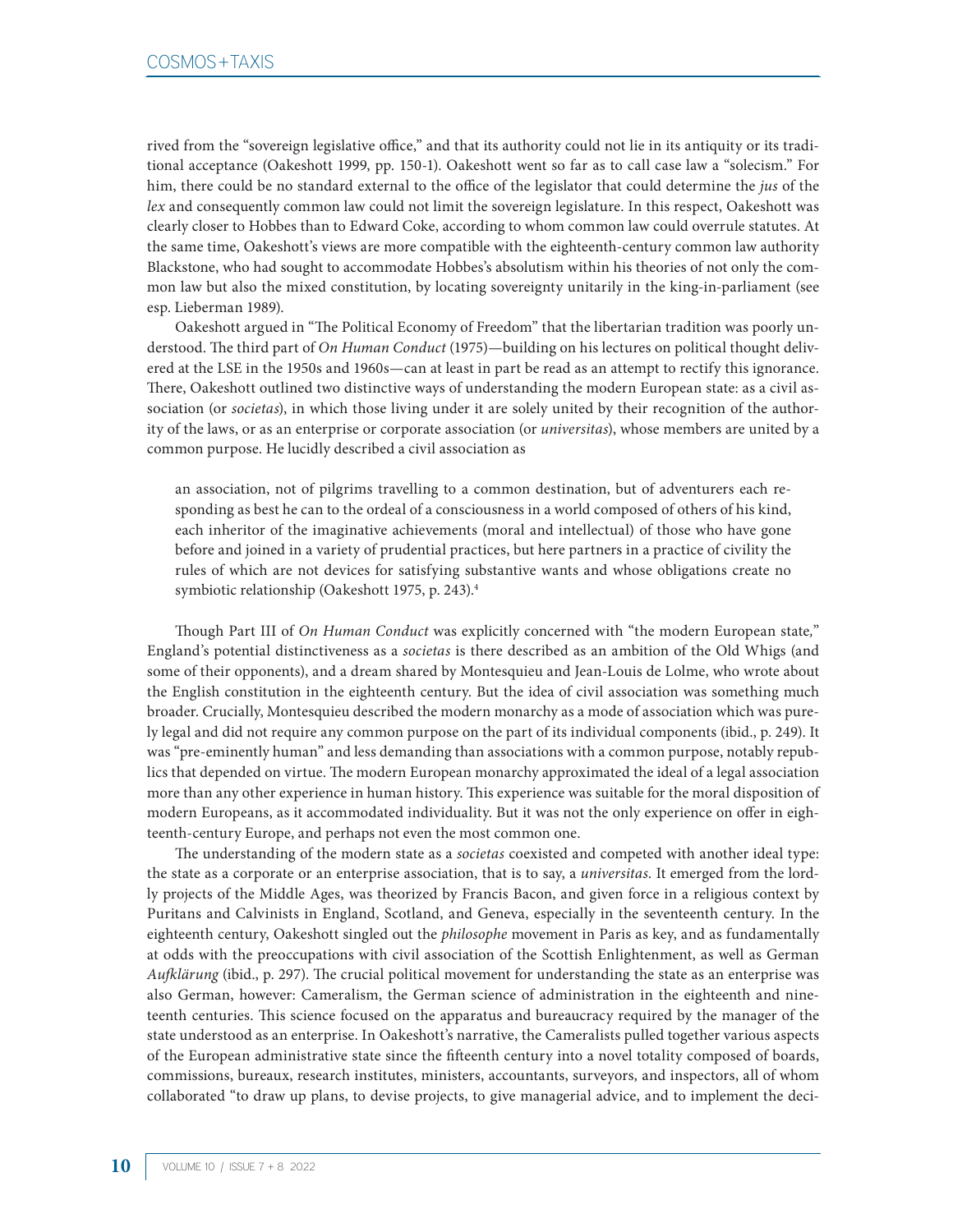rived from the "sovereign legislative office," and that its authority could not lie in its antiquity or its traditional acceptance (Oakeshott 1999, pp. 150-1). Oakeshott went so far as to call case law a "solecism." For him, there could be no standard external to the office of the legislator that could determine the *jus* of the *lex* and consequently common law could not limit the sovereign legislature. In this respect, Oakeshott was clearly closer to Hobbes than to Edward Coke, according to whom common law could overrule statutes. At the same time, Oakeshott's views are more compatible with the eighteenth-century common law authority Blackstone, who had sought to accommodate Hobbes's absolutism within his theories of not only the common law but also the mixed constitution, by locating sovereignty unitarily in the king-in-parliament (see esp. Lieberman 1989).

Oakeshott argued in "The Political Economy of Freedom" that the libertarian tradition was poorly understood. The third part of *On Human Conduct* (1975)—building on his lectures on political thought delivered at the LSE in the 1950s and 1960s—can at least in part be read as an attempt to rectify this ignorance. There, Oakeshott outlined two distinctive ways of understanding the modern European state: as a civil association (or *societas*), in which those living under it are solely united by their recognition of the authority of the laws, or as an enterprise or corporate association (or *universitas*), whose members are united by a common purpose. He lucidly described a civil association as

> an association, not of pilgrims travelling to a common destination, but of adventurers each responding as best he can to the ordeal of a consciousness in a world composed of others of his kind, each inheritor of the imaginative achievements (moral and intellectual) of those who have gone before and joined in a variety of prudential practices, but here partners in a practice of civility the rules of which are not devices for satisfying substantive wants and whose obligations create no symbiotic relationship (Oakeshott 1975, p. 243).[4]

Though Part III of *On Human Conduct* was explicitly concerned with "the modern European state," England's potential distinctiveness as a *societas* is there described as an ambition of the Old Whigs (and some of their opponents), and a dream shared by Montesquieu and Jean-Louis de Lolme, who wrote about the English constitution in the eighteenth century. But the idea of civil association was something much broader. Crucially, Montesquieu described the modern monarchy as a mode of association which was purely legal and did not require any common purpose on the part of its individual components (ibid., p. 249). It was "pre-eminently human" and less demanding than associations with a common purpose, notably republics that depended on virtue. The modern European monarchy approximated the ideal of a legal association more than any other experience in human history. This experience was suitable for the moral disposition of modern Europeans, as it accommodated individuality. But it was not the only experience on offer in eighteenth-century Europe, and perhaps not even the most common one.

The understanding of the modern state as a *societas* coexisted and competed with another ideal type: the state as a corporate or an enterprise association, that is to say, a *universitas*. It emerged from the lordly projects of the Middle Ages, was theorized by Francis Bacon, and given force in a religious context by Puritans and Calvinists in England, Scotland, and Geneva, especially in the seventeenth century. In the eighteenth century, Oakeshott singled out the *philosophe* movement in Paris as key, and as fundamentally at odds with the preoccupations with civil association of the Scottish Enlightenment, as well as German *Aufklärung* (ibid., p. 297). The crucial political movement for understanding the state as an enterprise was also German, however: Cameralism, the German science of administration in the eighteenth and nineteenth centuries. This science focused on the apparatus and bureaucracy required by the manager of the state understood as an enterprise. In Oakeshott's narrative, the Cameralists pulled together various aspects of the European administrative state since the fifteenth century into a novel totality composed of boards, commissions, bureaux, research institutes, ministers, accountants, surveyors, and inspectors, all of whom collaborated "to draw up plans, to devise projects, to give managerial advice, and to implement the deci-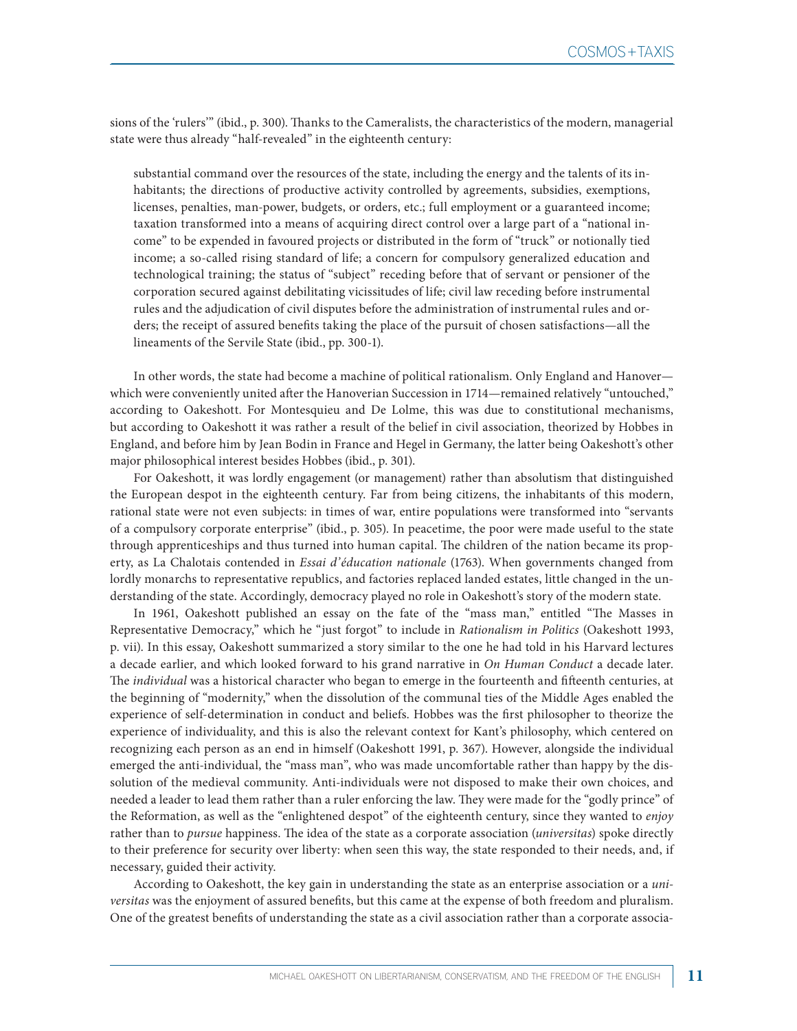sions of the 'rulers'" (ibid., p. 300). Thanks to the Cameralists, the characteristics of the modern, managerial state were thus already "half-revealed" in the eighteenth century:

> substantial command over the resources of the state, including the energy and the talents of its inhabitants; the directions of productive activity controlled by agreements, subsidies, exemptions, licenses, penalties, man-power, budgets, or orders, etc.; full employment or a guaranteed income; taxation transformed into a means of acquiring direct control over a large part of a "national income" to be expended in favoured projects or distributed in the form of "truck" or notionally tied income; a so-called rising standard of life; a concern for compulsory generalized education and technological training; the status of "subject" receding before that of servant or pensioner of the corporation secured against debilitating vicissitudes of life; civil law receding before instrumental rules and the adjudication of civil disputes before the administration of instrumental rules and orders; the receipt of assured benefits taking the place of the pursuit of chosen satisfactions—all the lineaments of the Servile State (ibid., pp. 300-1).

In other words, the state had become a machine of political rationalism. Only England and Hanover—which were conveniently united after the Hanoverian Succession in 1714—remained relatively "untouched," according to Oakeshott. For Montesquieu and De Lolme, this was due to constitutional mechanisms, but according to Oakeshott it was rather a result of the belief in civil association, theorized by Hobbes in England, and before him by Jean Bodin in France and Hegel in Germany, the latter being Oakeshott's other major philosophical interest besides Hobbes (ibid., p. 301).

For Oakeshott, it was lordly engagement (or management) rather than absolutism that distinguished the European despot in the eighteenth century. Far from being citizens, the inhabitants of this modern, rational state were not even subjects: in times of war, entire populations were transformed into "servants of a compulsory corporate enterprise" (ibid., p. 305). In peacetime, the poor were made useful to the state through apprenticeships and thus turned into human capital. The children of the nation became its property, as La Chalotais contended in *Essai d'éducation nationale* (1763). When governments changed from lordly monarchs to representative republics, and factories replaced landed estates, little changed in the understanding of the state. Accordingly, democracy played no role in Oakeshott's story of the modern state.

In 1961, Oakeshott published an essay on the fate of the "mass man," entitled "The Masses in Representative Democracy," which he "just forgot" to include in *Rationalism in Politics* (Oakeshott 1993, p. vii). In this essay, Oakeshott summarized a story similar to the one he had told in his Harvard lectures a decade earlier, and which looked forward to his grand narrative in *On Human Conduct* a decade later. The *individual* was a historical character who began to emerge in the fourteenth and fifteenth centuries, at the beginning of "modernity," when the dissolution of the communal ties of the Middle Ages enabled the experience of self-determination in conduct and beliefs. Hobbes was the first philosopher to theorize the experience of individuality, and this is also the relevant context for Kant's philosophy, which centered on recognizing each person as an end in himself (Oakeshott 1991, p. 367). However, alongside the individual emerged the anti-individual, the "mass man", who was made uncomfortable rather than happy by the dissolution of the medieval community. Anti-individuals were not disposed to make their own choices, and needed a leader to lead them rather than a ruler enforcing the law. They were made for the "godly prince" of the Reformation, as well as the "enlightened despot" of the eighteenth century, since they wanted to *enjoy* rather than to *pursue* happiness. The idea of the state as a corporate association (*universitas*) spoke directly to their preference for security over liberty: when seen this way, the state responded to their needs, and, if necessary, guided their activity.

According to Oakeshott, the key gain in understanding the state as an enterprise association or a *universitas* was the enjoyment of assured benefits, but this came at the expense of both freedom and pluralism. One of the greatest benefits of understanding the state as a civil association rather than a corporate associa-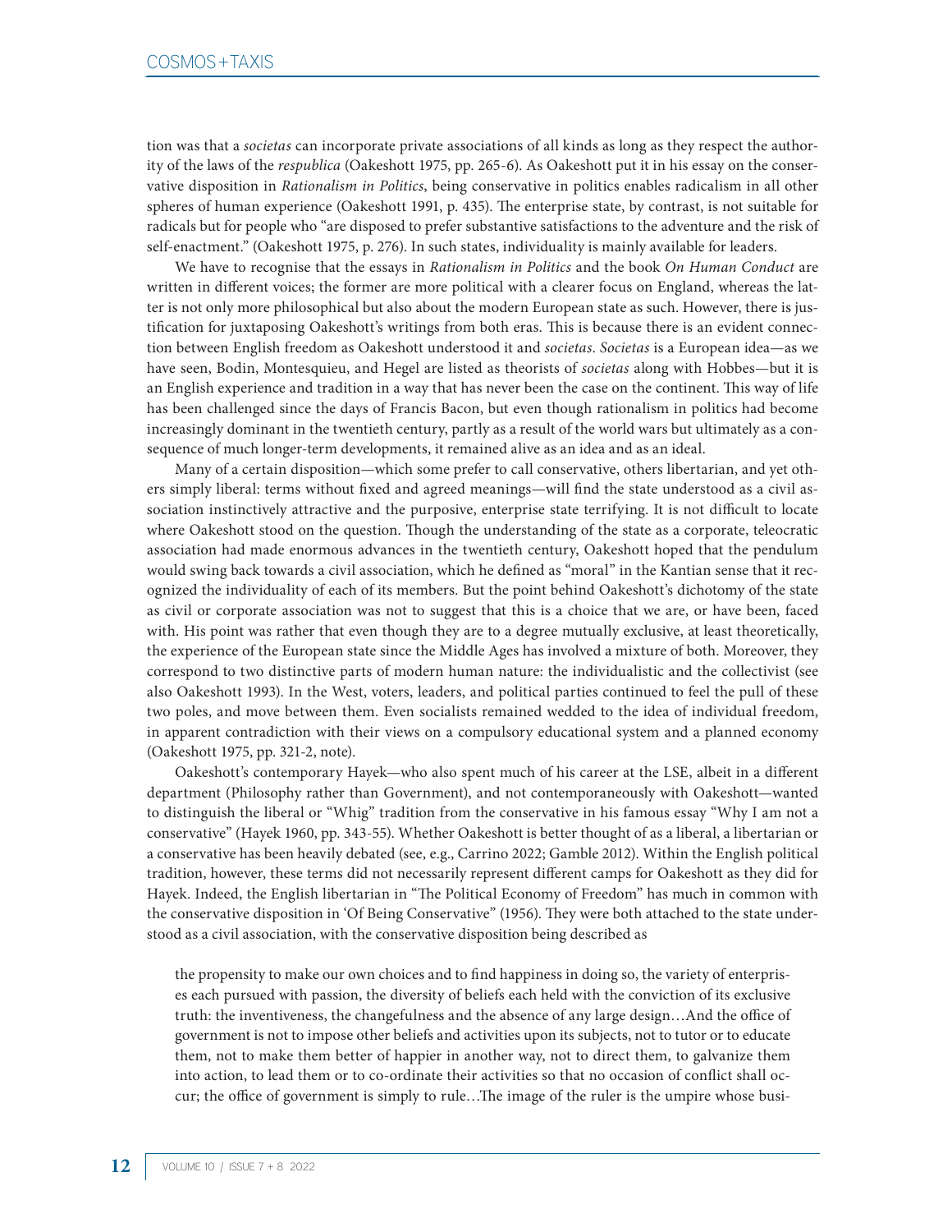tion was that a *societas* can incorporate private associations of all kinds as long as they respect the authority of the laws of the *respublica* (Oakeshott 1975, pp. 265-6). As Oakeshott put it in his essay on the conservative disposition in *Rationalism in Politics*, being conservative in politics enables radicalism in all other spheres of human experience (Oakeshott 1991, p. 435). The enterprise state, by contrast, is not suitable for radicals but for people who "are disposed to prefer substantive satisfactions to the adventure and the risk of self-enactment." (Oakeshott 1975, p. 276). In such states, individuality is mainly available for leaders.

We have to recognise that the essays in *Rationalism in Politics* and the book *On Human Conduct* are written in different voices; the former are more political with a clearer focus on England, whereas the latter is not only more philosophical but also about the modern European state as such. However, there is justification for juxtaposing Oakeshott's writings from both eras. This is because there is an evident connection between English freedom as Oakeshott understood it and *societas*. *Societas* is a European idea—as we have seen, Bodin, Montesquieu, and Hegel are listed as theorists of *societas* along with Hobbes—but it is an English experience and tradition in a way that has never been the case on the continent. This way of life has been challenged since the days of Francis Bacon, but even though rationalism in politics had become increasingly dominant in the twentieth century, partly as a result of the world wars but ultimately as a consequence of much longer-term developments, it remained alive as an idea and as an ideal.

Many of a certain disposition—which some prefer to call conservative, others libertarian, and yet others simply liberal: terms without fixed and agreed meanings—will find the state understood as a civil association instinctively attractive and the purposive, enterprise state terrifying. It is not difficult to locate where Oakeshott stood on the question. Though the understanding of the state as a corporate, teleocratic association had made enormous advances in the twentieth century, Oakeshott hoped that the pendulum would swing back towards a civil association, which he defined as "moral" in the Kantian sense that it recognized the individuality of each of its members. But the point behind Oakeshott's dichotomy of the state as civil or corporate association was not to suggest that this is a choice that we are, or have been, faced with. His point was rather that even though they are to a degree mutually exclusive, at least theoretically, the experience of the European state since the Middle Ages has involved a mixture of both. Moreover, they correspond to two distinctive parts of modern human nature: the individualistic and the collectivist (see also Oakeshott 1993). In the West, voters, leaders, and political parties continued to feel the pull of these two poles, and move between them. Even socialists remained wedded to the idea of individual freedom, in apparent contradiction with their views on a compulsory educational system and a planned economy (Oakeshott 1975, pp. 321-2, note).

Oakeshott's contemporary Hayek—who also spent much of his career at the LSE, albeit in a different department (Philosophy rather than Government), and not contemporaneously with Oakeshott—wanted to distinguish the liberal or "Whig" tradition from the conservative in his famous essay "Why I am not a conservative" (Hayek 1960, pp. 343-55). Whether Oakeshott is better thought of as a liberal, a libertarian or a conservative has been heavily debated (see, e.g., Carrino 2022; Gamble 2012). Within the English political tradition, however, these terms did not necessarily represent different camps for Oakeshott as they did for Hayek. Indeed, the English libertarian in "The Political Economy of Freedom" has much in common with the conservative disposition in 'Of Being Conservative" (1956). They were both attached to the state understood as a civil association, with the conservative disposition being described as

> the propensity to make our own choices and to find happiness in doing so, the variety of enterprises each pursued with passion, the diversity of beliefs each held with the conviction of its exclusive truth: the inventiveness, the changefulness and the absence of any large design…And the office of government is not to impose other beliefs and activities upon its subjects, not to tutor or to educate them, not to make them better of happier in another way, not to direct them, to galvanize them into action, to lead them or to co-ordinate their activities so that no occasion of conflict shall occur; the office of government is simply to rule…The image of the ruler is the umpire whose busi-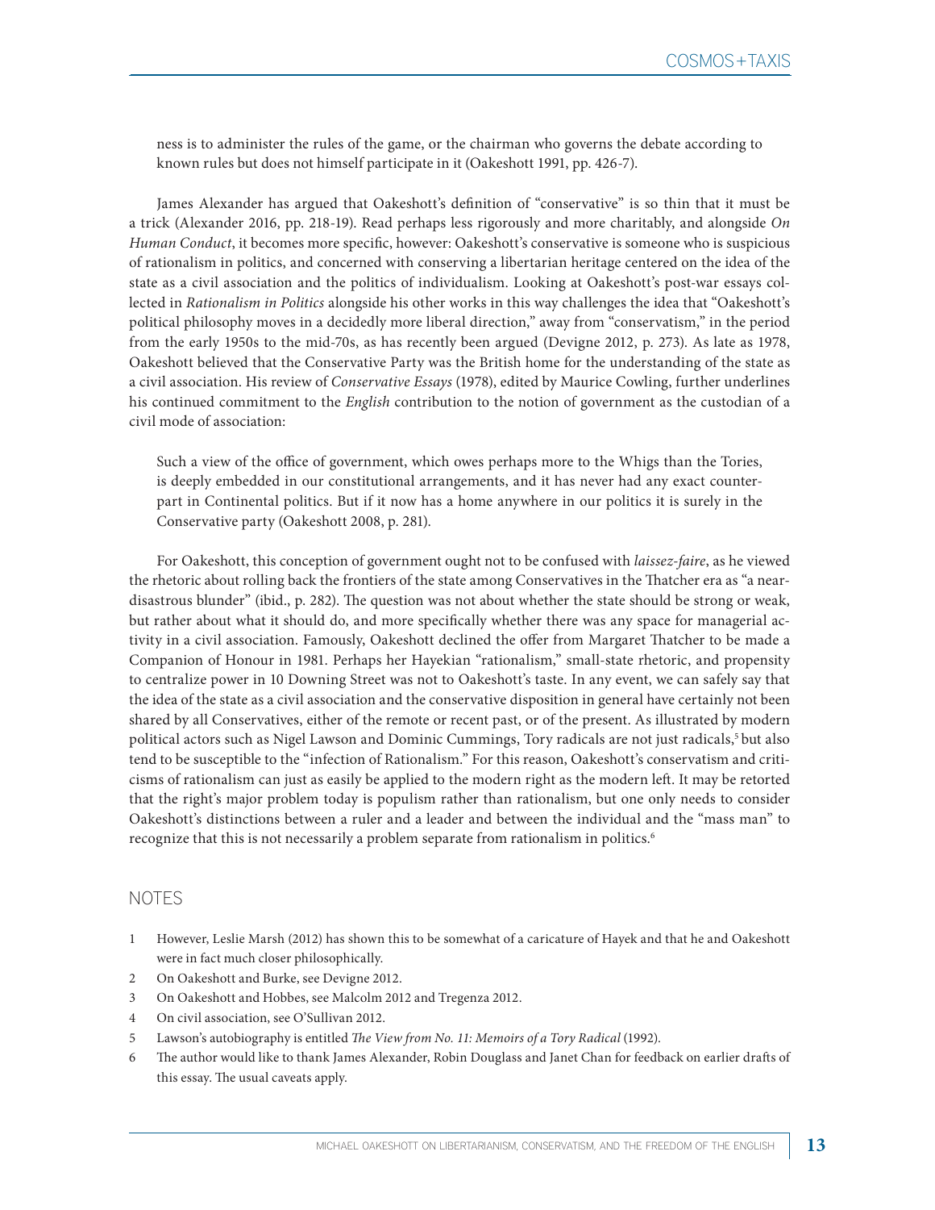ness is to administer the rules of the game, or the chairman who governs the debate according to known rules but does not himself participate in it (Oakeshott 1991, pp. 426-7).

James Alexander has argued that Oakeshott's definition of "conservative" is so thin that it must be a trick (Alexander 2016, pp. 218-19). Read perhaps less rigorously and more charitably, and alongside *On Human Conduct*, it becomes more specific, however: Oakeshott's conservative is someone who is suspicious of rationalism in politics, and concerned with conserving a libertarian heritage centered on the idea of the state as a civil association and the politics of individualism. Looking at Oakeshott's post-war essays collected in *Rationalism in Politics* alongside his other works in this way challenges the idea that "Oakeshott's political philosophy moves in a decidedly more liberal direction," away from "conservatism," in the period from the early 1950s to the mid-70s, as has recently been argued (Devigne 2012, p. 273). As late as 1978, Oakeshott believed that the Conservative Party was the British home for the understanding of the state as a civil association. His review of *Conservative Essays* (1978), edited by Maurice Cowling, further underlines his continued commitment to the *English* contribution to the notion of government as the custodian of a civil mode of association:

> Such a view of the office of government, which owes perhaps more to the Whigs than the Tories, is deeply embedded in our constitutional arrangements, and it has never had any exact counterpart in Continental politics. But if it now has a home anywhere in our politics it is surely in the Conservative party (Oakeshott 2008, p. 281).

For Oakeshott, this conception of government ought not to be confused with *laissez-faire*, as he viewed the rhetoric about rolling back the frontiers of the state among Conservatives in the Thatcher era as "a near-disastrous blunder" (ibid., p. 282). The question was not about whether the state should be strong or weak, but rather about what it should do, and more specifically whether there was any space for managerial activity in a civil association. Famously, Oakeshott declined the offer from Margaret Thatcher to be made a Companion of Honour in 1981. Perhaps her Hayekian "rationalism," small-state rhetoric, and propensity to centralize power in 10 Downing Street was not to Oakeshott's taste. In any event, we can safely say that the idea of the state as a civil association and the conservative disposition in general have certainly not been shared by all Conservatives, either of the remote or recent past, or of the present. As illustrated by modern political actors such as Nigel Lawson and Dominic Cummings, Tory radicals are not just radicals,[5] but also tend to be susceptible to the "infection of Rationalism." For this reason, Oakeshott's conservatism and criticisms of rationalism can just as easily be applied to the modern right as the modern left. It may be retorted that the right's major problem today is populism rather than rationalism, but one only needs to consider Oakeshott's distinctions between a ruler and a leader and between the individual and the "mass man" to recognize that this is not necessarily a problem separate from rationalism in politics.[6]

## NOTES

1. However, Leslie Marsh (2012) has shown this to be somewhat of a caricature of Hayek and that he and Oakeshott were in fact much closer philosophically.
2. On Oakeshott and Burke, see Devigne 2012.
3. On Oakeshott and Hobbes, see Malcolm 2012 and Tregenza 2012.
4. On civil association, see O'Sullivan 2012.
5. Lawson's autobiography is entitled *The View from No. 11: Memoirs of a Tory Radical* (1992).
6. The author would like to thank James Alexander, Robin Douglass and Janet Chan for feedback on earlier drafts of this essay. The usual caveats apply.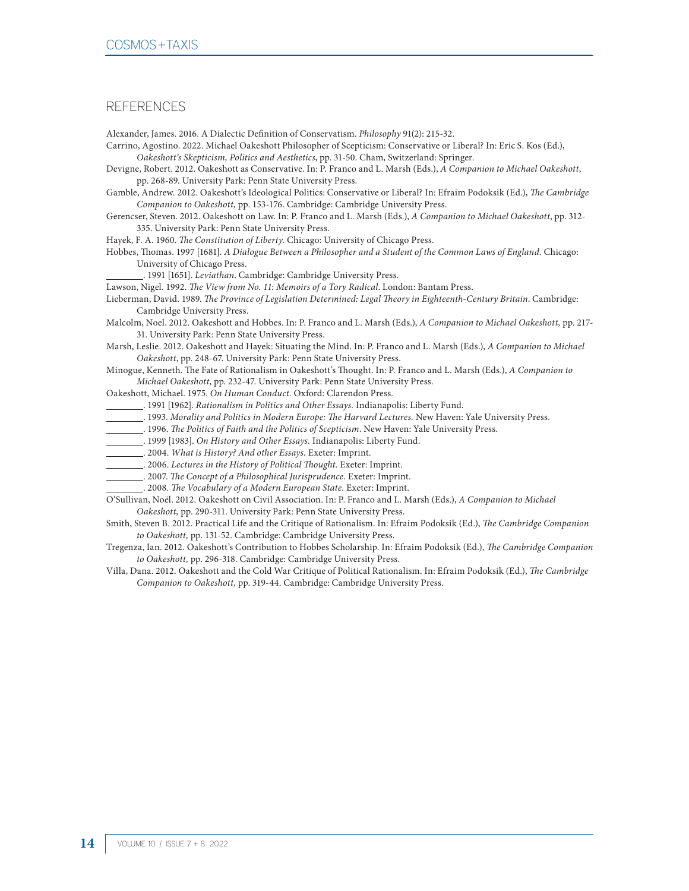## REFERENCES

Alexander, James. 2016. A Dialectic Definition of Conservatism. *Philosophy* 91(2): 215-32.

Carrino, Agostino. 2022. Michael Oakeshott Philosopher of Scepticism: Conservative or Liberal? In: Eric S. Kos (Ed.), *Oakeshott's Skepticism, Politics and Aesthetics*, pp. 31-50. Cham, Switzerland: Springer.

Devigne, Robert. 2012. Oakeshott as Conservative. In: P. Franco and L. Marsh (Eds.), *A Companion to Michael Oakeshott*, pp. 268-89. University Park: Penn State University Press.

Gamble, Andrew. 2012. Oakeshott's Ideological Politics: Conservative or Liberal? In: Efraim Podoksik (Ed.), *The Cambridge Companion to Oakeshott,* pp. 153-176. Cambridge: Cambridge University Press.

Gerencser, Steven. 2012. Oakeshott on Law. In: P. Franco and L. Marsh (Eds.), *A Companion to Michael Oakeshott*, pp. 312-335. University Park: Penn State University Press.

Hayek, F. A. 1960. *The Constitution of Liberty.* Chicago: University of Chicago Press.

Hobbes, Thomas. 1997 [1681]. *A Dialogue Between a Philosopher and a Student of the Common Laws of England.* Chicago: University of Chicago Press.

________. 1991 [1651]. *Leviathan*. Cambridge: Cambridge University Press.

Lawson, Nigel. 1992. *The View from No. 11: Memoirs of a Tory Radical*. London: Bantam Press.

Lieberman, David. 1989. *The Province of Legislation Determined: Legal Theory in Eighteenth-Century Britain*. Cambridge: Cambridge University Press.

Malcolm, Noel. 2012. Oakeshott and Hobbes. In: P. Franco and L. Marsh (Eds.), *A Companion to Michael Oakeshott,* pp. 217-31. University Park: Penn State University Press.

Marsh, Leslie. 2012. Oakeshott and Hayek: Situating the Mind. In: P. Franco and L. Marsh (Eds.), *A Companion to Michael Oakeshott*, pp. 248-67. University Park: Penn State University Press.

Minogue, Kenneth. The Fate of Rationalism in Oakeshott's Thought. In: P. Franco and L. Marsh (Eds.), *A Companion to Michael Oakeshott*, pp. 232-47. University Park: Penn State University Press.

Oakeshott, Michael. 1975. *On Human Conduct.* Oxford: Clarendon Press.

________. 1991 [1962]. *Rationalism in Politics and Other Essays.* Indianapolis: Liberty Fund.

________. 1993. *Morality and Politics in Modern Europe: The Harvard Lectures.* New Haven: Yale University Press.

________. 1996. *The Politics of Faith and the Politics of Scepticism*. New Haven: Yale University Press.

________. 1999 [1983]. *On History and Other Essays.* Indianapolis: Liberty Fund.

________. 2004. *What is History? And other Essays.* Exeter: Imprint.

________. 2006. *Lectures in the History of Political Thought.* Exeter: Imprint.

________. 2007. *The Concept of a Philosophical Jurisprudence.* Exeter: Imprint.

________. 2008. *The Vocabulary of a Modern European State.* Exeter: Imprint.

O'Sullivan, Noël. 2012. Oakeshott on Civil Association. In: P. Franco and L. Marsh (Eds.), *A Companion to Michael Oakeshott,* pp. 290-311. University Park: Penn State University Press.

Smith, Steven B. 2012. Practical Life and the Critique of Rationalism. In: Efraim Podoksik (Ed.), *The Cambridge Companion to Oakeshott,* pp. 131-52. Cambridge: Cambridge University Press.

Tregenza, Ian. 2012. Oakeshott's Contribution to Hobbes Scholarship. In: Efraim Podoksik (Ed.), *The Cambridge Companion to Oakeshott,* pp. 296-318. Cambridge: Cambridge University Press.

Villa, Dana. 2012. Oakeshott and the Cold War Critique of Political Rationalism. In: Efraim Podoksik (Ed.), *The Cambridge Companion to Oakeshott,* pp. 319-44. Cambridge: Cambridge University Press.